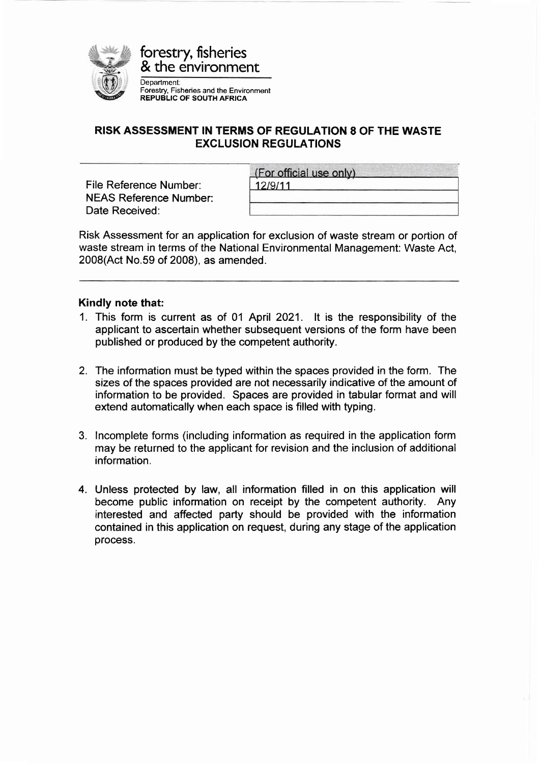forestry, fisheries
& the environment

Department:
Forestry, Fisheries and the Environment
**REPUBLIC OF SOUTH AFRICA**

# RISK ASSESSMENT IN TERMS OF REGULATION 8 OF THE WASTE EXCLUSION REGULATIONS

| | (For official use only) |
|---|---|
| File Reference Number: | 12/9/11 |
| NEAS Reference Number: | |
| Date Received: | |

Risk Assessment for an application for exclusion of waste stream or portion of waste stream in terms of the National Environmental Management: Waste Act, 2008(Act No.59 of 2008), as amended.

**Kindly note that:**

1. This form is current as of 01 April 2021. It is the responsibility of the applicant to ascertain whether subsequent versions of the form have been published or produced by the competent authority.

2. The information must be typed within the spaces provided in the form. The sizes of the spaces provided are not necessarily indicative of the amount of information to be provided. Spaces are provided in tabular format and will extend automatically when each space is filled with typing.

3. Incomplete forms (including information as required in the application form may be returned to the applicant for revision and the inclusion of additional information.

4. Unless protected by law, all information filled in on this application will become public information on receipt by the competent authority. Any interested and affected party should be provided with the information contained in this application on request, during any stage of the application process.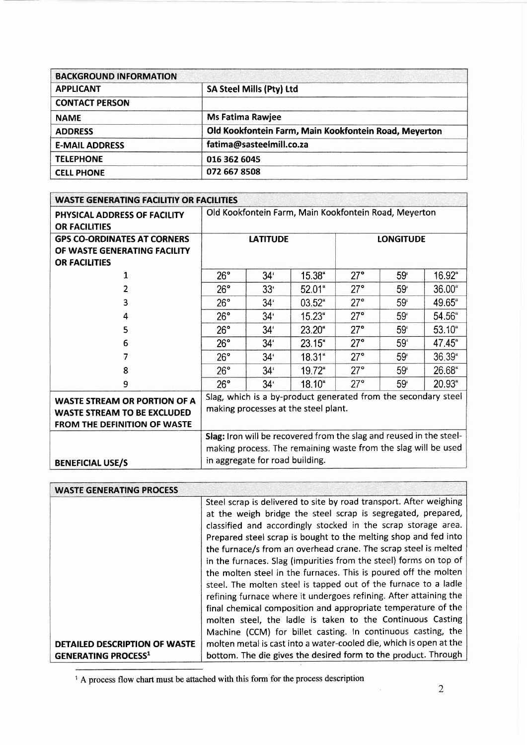| BACKGROUND INFORMATION | |
|---|---|
| **APPLICANT** | **SA Steel Mills (Pty) Ltd** |
| **CONTACT PERSON** | |
| **NAME** | **Ms Fatima Rawjee** |
| **ADDRESS** | **Old Kookfontein Farm, Main Kookfontein Road, Meyerton** |
| **E-MAIL ADDRESS** | **fatima@sasteelmill.co.za** |
| **TELEPHONE** | **016 362 6045** |
| **CELL PHONE** | **072 667 8508** |

| WASTE GENERATING FACILITIY OR FACILITIES | | | | | | |
|---|---|---|---|---|---|---|
| **PHYSICAL ADDRESS OF FACILITY OR FACILITIES** | Old Kookfontein Farm, Main Kookfontein Road, Meyerton | | | | | |
| **GPS CO-ORDINATES AT CORNERS OF WASTE GENERATING FACILITY OR FACILITIES** | **LATITUDE** | | | **LONGITUDE** | | |
| 1 | 26° | 34' | 15.38" | 27° | 59' | 16.92" |
| 2 | 26° | 33' | 52.01" | 27° | 59' | 36.00" |
| 3 | 26° | 34' | 03.52" | 27° | 59' | 49.65" |
| 4 | 26° | 34' | 15.23" | 27° | 59' | 54.56" |
| 5 | 26° | 34' | 23.20" | 27° | 59' | 53.10" |
| 6 | 26° | 34' | 23.15" | 27° | 59' | 47.45" |
| 7 | 26° | 34' | 18.31" | 27° | 59' | 36.39" |
| 8 | 26° | 34' | 19.72" | 27° | 59' | 26.68" |
| 9 | 26° | 34' | 18.10" | 27° | 59' | 20.93" |
| **WASTE STREAM OR PORTION OF A WASTE STREAM TO BE EXCLUDED FROM THE DEFINITION OF WASTE** | Slag, which is a by-product generated from the secondary steel making processes at the steel plant. | | | | | |
| **BENEFICIAL USE/S** | **Slag:** Iron will be recovered from the slag and reused in the steel-making process. The remaining waste from the slag will be used in aggregate for road building. | | | | | |

| WASTE GENERATING PROCESS | |
|---|---|
| **DETAILED DESCRIPTION OF WASTE GENERATING PROCESS[1]** | Steel scrap is delivered to site by road transport. After weighing at the weigh bridge the steel scrap is segregated, prepared, classified and accordingly stocked in the scrap storage area. Prepared steel scrap is bought to the melting shop and fed into the furnace/s from an overhead crane. The scrap steel is melted in the furnaces. Slag (impurities from the steel) forms on top of the molten steel in the furnaces. This is poured off the molten steel. The molten steel is tapped out of the furnace to a ladle refining furnace where it undergoes refining. After attaining the final chemical composition and appropriate temperature of the molten steel, the ladle is taken to the Continuous Casting Machine (CCM) for billet casting. In continuous casting, the molten metal is cast into a water-cooled die, which is open at the bottom. The die gives the desired form to the product. Through |

[1] A process flow chart must be attached with this form for the process description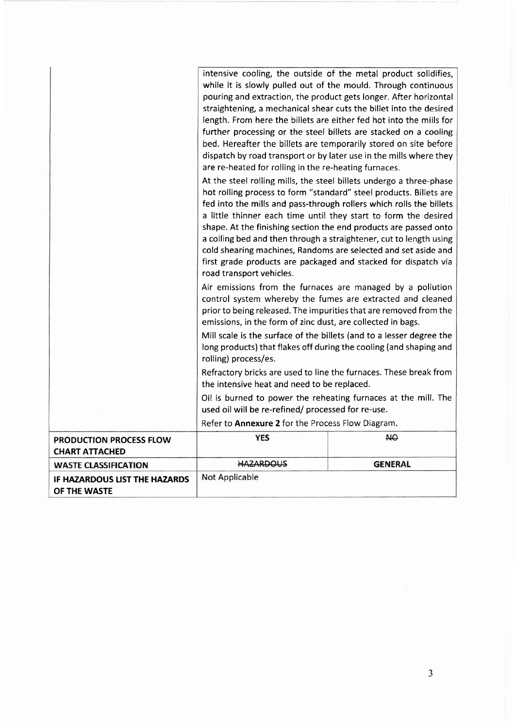| | | |
|---|---|---|
| | intensive cooling, the outside of the metal product solidifies, while it is slowly pulled out of the mould. Through continuous pouring and extraction, the product gets longer. After horizontal straightening, a mechanical shear cuts the billet into the desired length. From here the billets are either fed hot into the mills for further processing or the steel billets are stacked on a cooling bed. Hereafter the billets are temporarily stored on site before dispatch by road transport or by later use in the mills where they are re-heated for rolling in the re-heating furnaces.<br><br>At the steel rolling mills, the steel billets undergo a three-phase hot rolling process to form "standard" steel products. Billets are fed into the mills and pass-through rollers which rolls the billets a little thinner each time until they start to form the desired shape. At the finishing section the end products are passed onto a colling bed and then through a straightener, cut to length using cold shearing machines, Randoms are selected and set aside and first grade products are packaged and stacked for dispatch via road transport vehicles.<br><br>Air emissions from the furnaces are managed by a pollution control system whereby the fumes are extracted and cleaned prior to being released. The impurities that are removed from the emissions, in the form of zinc dust, are collected in bags.<br><br>Mill scale is the surface of the billets (and to a lesser degree the long products) that flakes off during the cooling (and shaping and rolling) process/es.<br><br>Refractory bricks are used to line the furnaces. These break from the intensive heat and need to be replaced.<br><br>Oil is burned to power the reheating furnaces at the mill. The used oil will be re-refined/ processed for re-use.<br><br>Refer to **Annexure 2** for the Process Flow Diagram. | |
| **PRODUCTION PROCESS FLOW CHART ATTACHED** | **YES** | ~~**NO**~~ |
| **WASTE CLASSIFICATION** | ~~**HAZARDOUS**~~ | **GENERAL** |
| **IF HAZARDOUS LIST THE HAZARDS OF THE WASTE** | Not Applicable | |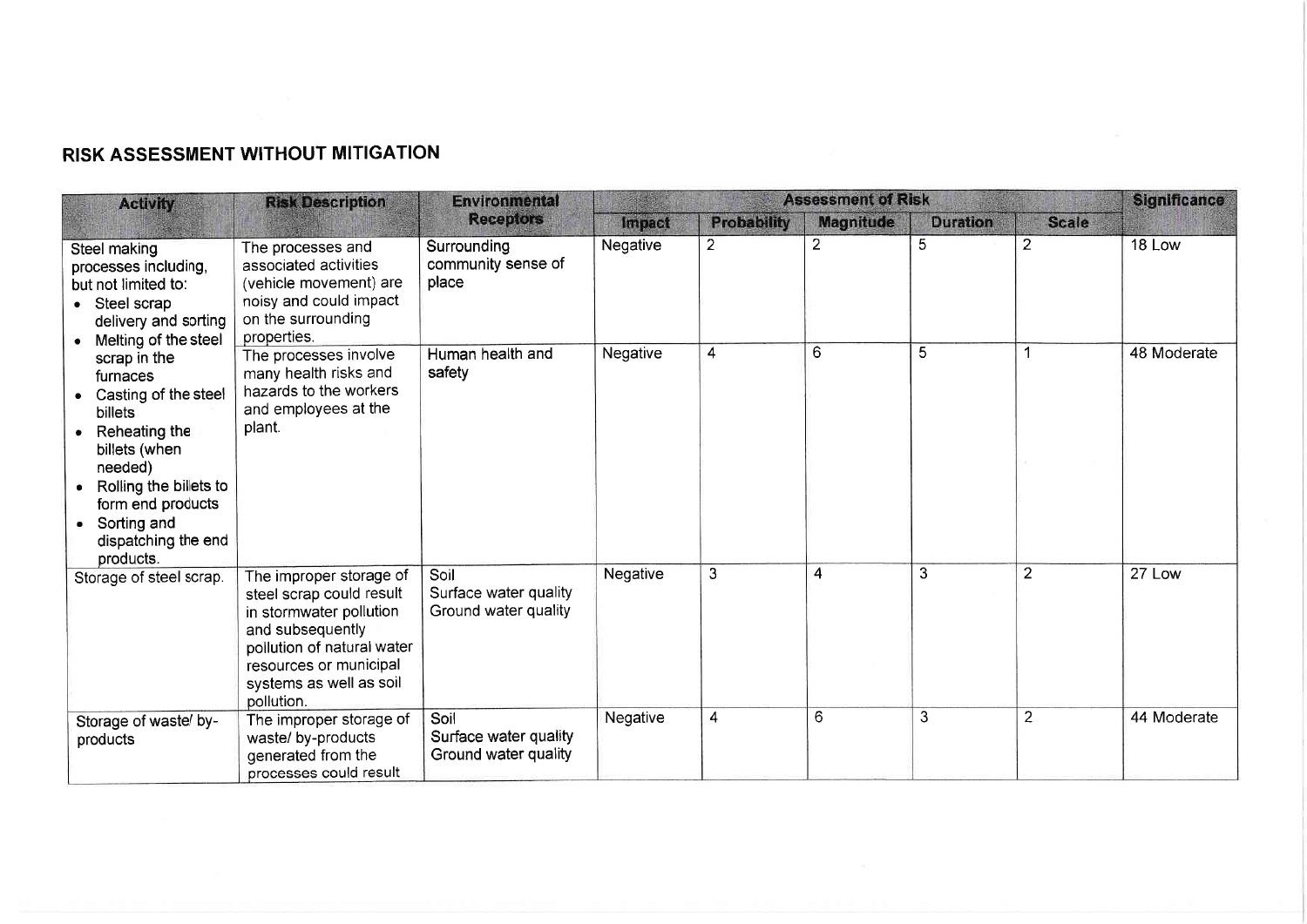## RISK ASSESSMENT WITHOUT MITIGATION

| Activity | Risk Description | Environmental Receptors | Assessment of Risk | | | | | Significance |
|---|---|---|---|---|---|---|---|---|
| | | | Impact | Probability | Magnitude | Duration | Scale | |
| Steel making processes including, but not limited to:<br>• Steel scrap delivery and sorting<br>• Melting of the steel scrap in the furnaces<br>• Casting of the steel billets<br>• Reheating the billets (when needed)<br>• Rolling the billets to form end products<br>• Sorting and dispatching the end products. | The processes and associated activities (vehicle movement) are noisy and could impact on the surrounding properties. | Surrounding community sense of place | Negative | 2 | 2 | 5 | 2 | 18 Low |
| | The processes involve many health risks and hazards to the workers and employees at the plant. | Human health and safety | Negative | 4 | 6 | 5 | 1 | 48 Moderate |
| Storage of steel scrap. | The improper storage of steel scrap could result in stormwater pollution and subsequently pollution of natural water resources or municipal systems as well as soil pollution. | Soil<br>Surface water quality<br>Ground water quality | Negative | 3 | 4 | 3 | 2 | 27 Low |
| Storage of waste/ by-products | The improper storage of waste/ by-products generated from the processes could result | Soil<br>Surface water quality<br>Ground water quality | Negative | 4 | 6 | 3 | 2 | 44 Moderate |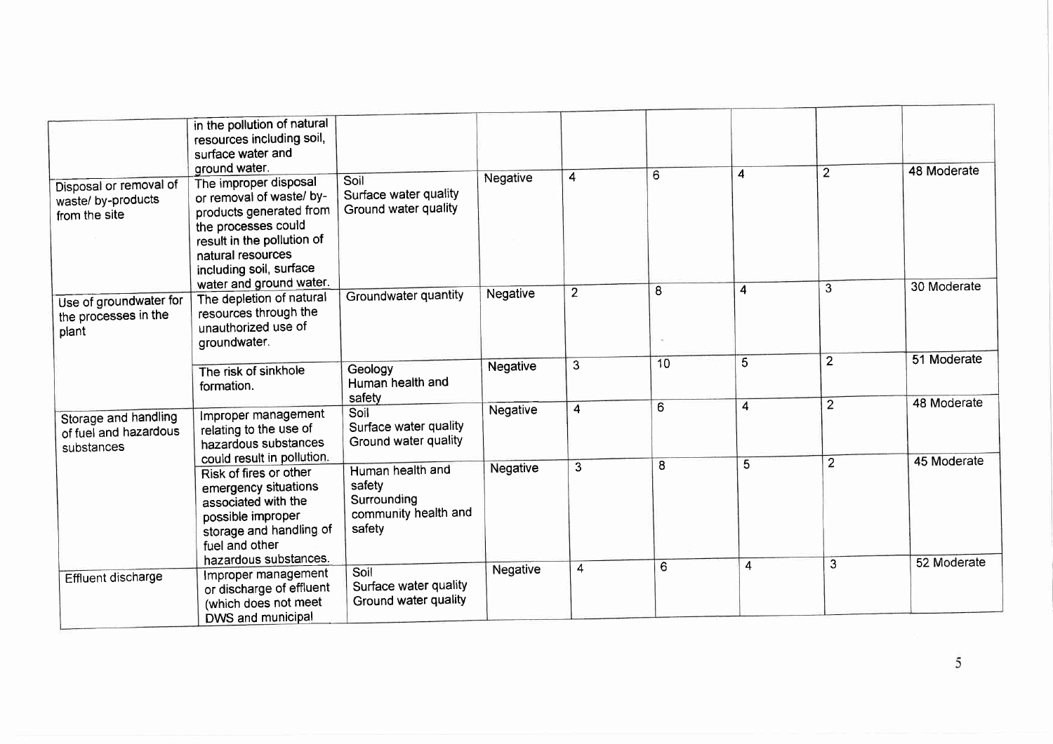| | | | | | | | | |
|---|---|---|---|---|---|---|---|---|
| | in the pollution of natural resources including soil, surface water and ground water. | | | | | | | |
| Disposal or removal of waste/ by-products from the site | The improper disposal or removal of waste/ by-products generated from the processes could result in the pollution of natural resources including soil, surface water and ground water. | Soil<br>Surface water quality<br>Ground water quality | Negative | 4 | 6 | 4 | 2 | 48 Moderate |
| Use of groundwater for the processes in the plant | The depletion of natural resources through the unauthorized use of groundwater. | Groundwater quantity | Negative | 2 | 8 | 4 | 3 | 30 Moderate |
| | The risk of sinkhole formation. | Geology<br>Human health and safety | Negative | 3 | 10 | 5 | 2 | 51 Moderate |
| Storage and handling of fuel and hazardous substances | Improper management relating to the use of hazardous substances could result in pollution. | Soil<br>Surface water quality<br>Ground water quality | Negative | 4 | 6 | 4 | 2 | 48 Moderate |
| | Risk of fires or other emergency situations associated with the possible improper storage and handling of fuel and other hazardous substances. | Human health and safety<br>Surrounding community health and safety | Negative | 3 | 8 | 5 | 2 | 45 Moderate |
| Effluent discharge | Improper management or discharge of effluent (which does not meet DWS and municipal | Soil<br>Surface water quality<br>Ground water quality | Negative | 4 | 6 | 4 | 3 | 52 Moderate |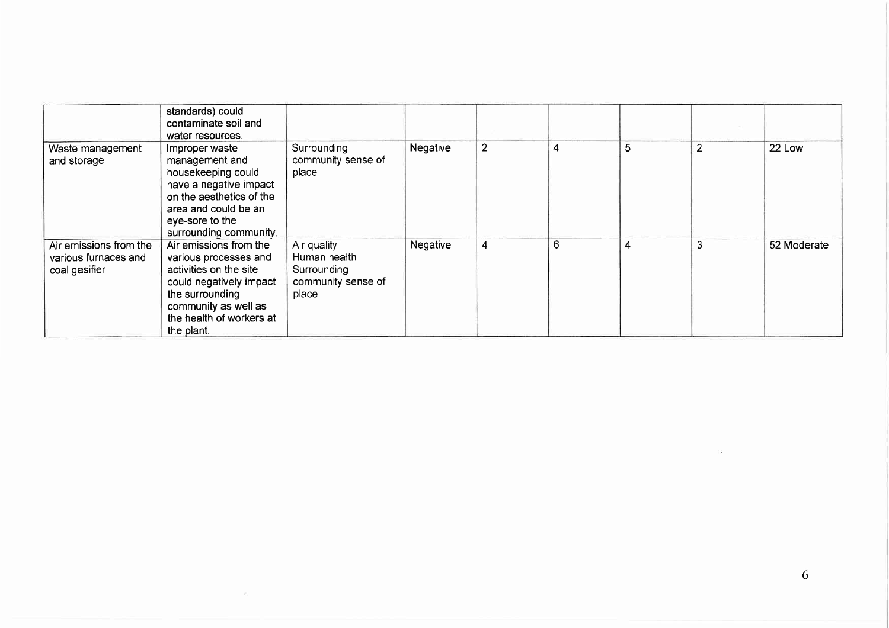| | | | | | | | | |
|---|---|---|---|---|---|---|---|---|
| | standards) could contaminate soil and water resources. | | | | | | | |
| Waste management and storage | Improper waste management and housekeeping could have a negative impact on the aesthetics of the area and could be an eye-sore to the surrounding community. | Surrounding community sense of place | Negative | 2 | 4 | 5 | 2 | 22 Low |
| Air emissions from the various furnaces and coal gasifier | Air emissions from the various processes and activities on the site could negatively impact the surrounding community as well as the health of workers at the plant. | Air quality<br>Human health<br>Surrounding community sense of place | Negative | 4 | 6 | 4 | 3 | 52 Moderate |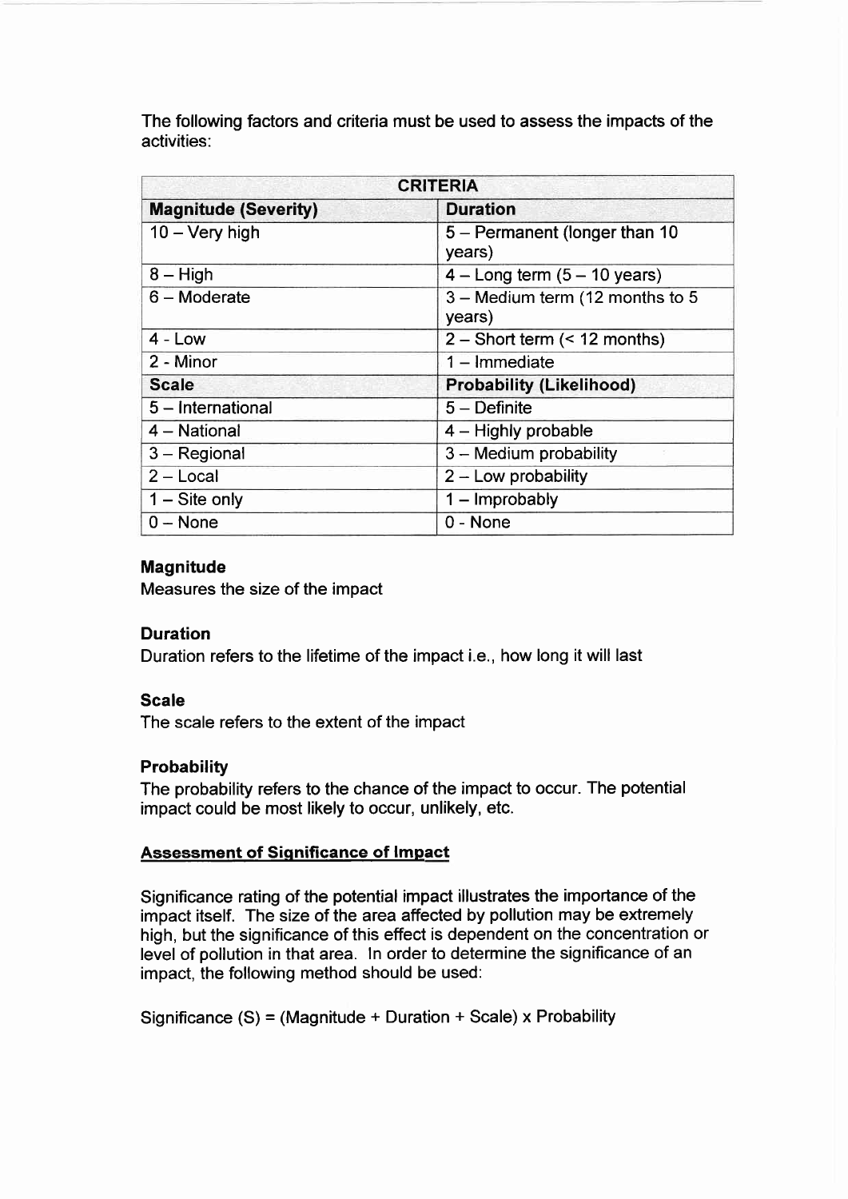The following factors and criteria must be used to assess the impacts of the activities:

| CRITERIA | |
|---|---|
| **Magnitude (Severity)** | **Duration** |
| 10 – Very high | 5 – Permanent (longer than 10 years) |
| 8 – High | 4 – Long term (5 – 10 years) |
| 6 – Moderate | 3 – Medium term (12 months to 5 years) |
| 4 - Low | 2 – Short term (< 12 months) |
| 2 - Minor | 1 – Immediate |
| **Scale** | **Probability (Likelihood)** |
| 5 – International | 5 – Definite |
| 4 – National | 4 – Highly probable |
| 3 – Regional | 3 – Medium probability |
| 2 – Local | 2 – Low probability |
| 1 – Site only | 1 – Improbably |
| 0 – None | 0 - None |

**Magnitude**
Measures the size of the impact

**Duration**
Duration refers to the lifetime of the impact i.e., how long it will last

**Scale**
The scale refers to the extent of the impact

**Probability**
The probability refers to the chance of the impact to occur. The potential impact could be most likely to occur, unlikely, etc.

**Assessment of Significance of Impact**

Significance rating of the potential impact illustrates the importance of the impact itself. The size of the area affected by pollution may be extremely high, but the significance of this effect is dependent on the concentration or level of pollution in that area. In order to determine the significance of an impact, the following method should be used:

Significance (S) = (Magnitude + Duration + Scale) x Probability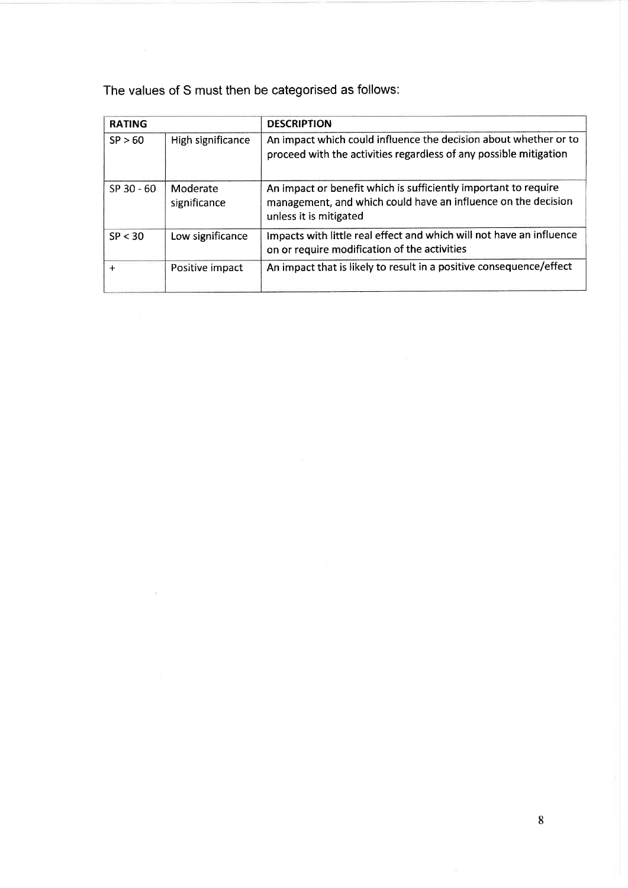The values of S must then be categorised as follows:

| RATING | | DESCRIPTION |
|---|---|---|
| SP > 60 | High significance | An impact which could influence the decision about whether or to proceed with the activities regardless of any possible mitigation |
| SP 30 - 60 | Moderate significance | An impact or benefit which is sufficiently important to require management, and which could have an influence on the decision unless it is mitigated |
| SP < 30 | Low significance | Impacts with little real effect and which will not have an influence on or require modification of the activities |
| + | Positive impact | An impact that is likely to result in a positive consequence/effect |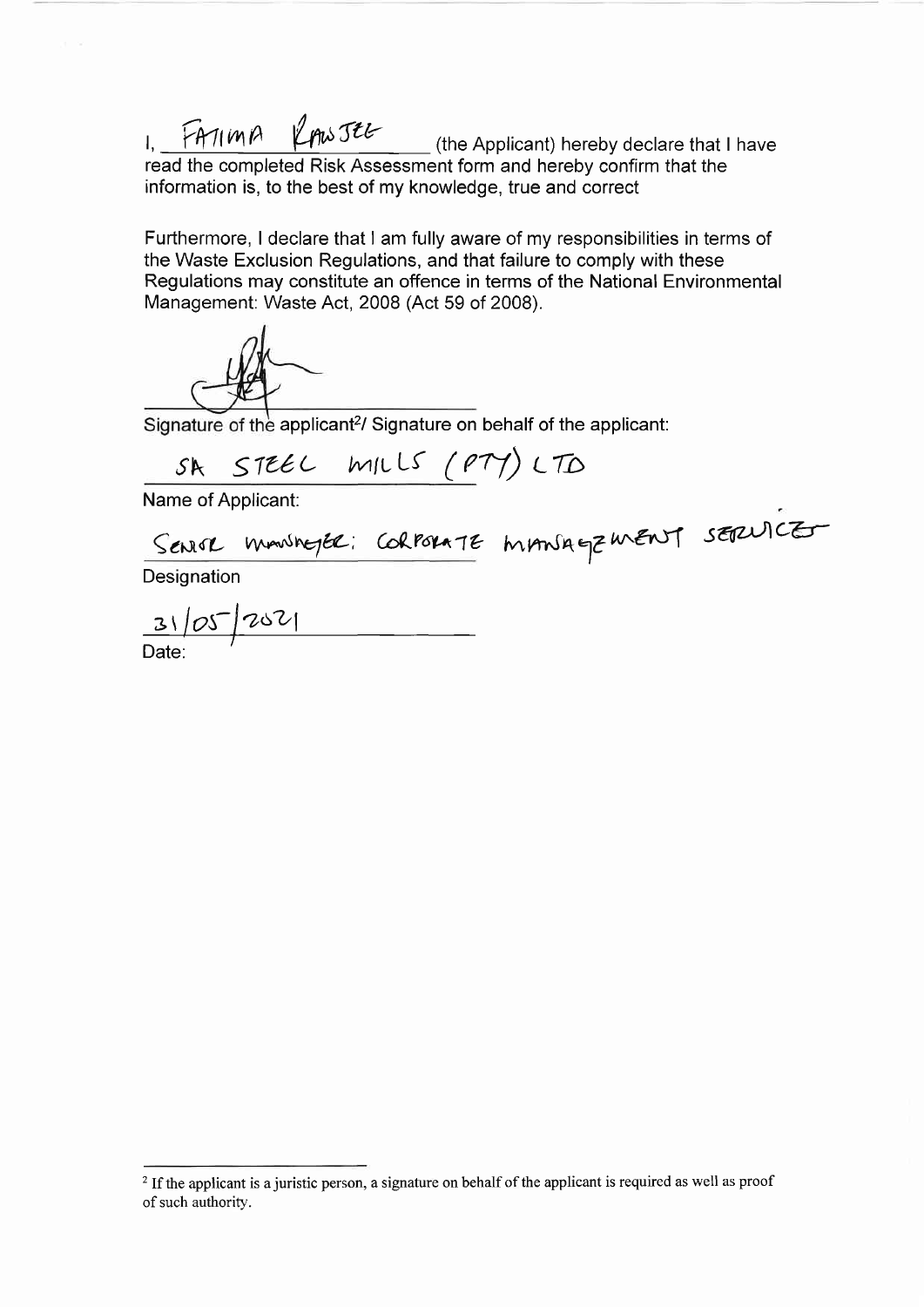I, FATIMA RAWJEE (the Applicant) hereby declare that I have read the completed Risk Assessment form and hereby confirm that the information is, to the best of my knowledge, true and correct

Furthermore, I declare that I am fully aware of my responsibilities in terms of the Waste Exclusion Regulations, and that failure to comply with these Regulations may constitute an offence in terms of the National Environmental Management: Waste Act, 2008 (Act 59 of 2008).

Signature of the applicant[2]/ Signature on behalf of the applicant:

SA STEEL MILLS (PTY) LTD

Name of Applicant:

SENIOR MANAGER: CORPORATE MANAGEMENT SERVICES

Designation

31/05/2021

Date:

[2] If the applicant is a juristic person, a signature on behalf of the applicant is required as well as proof of such authority.